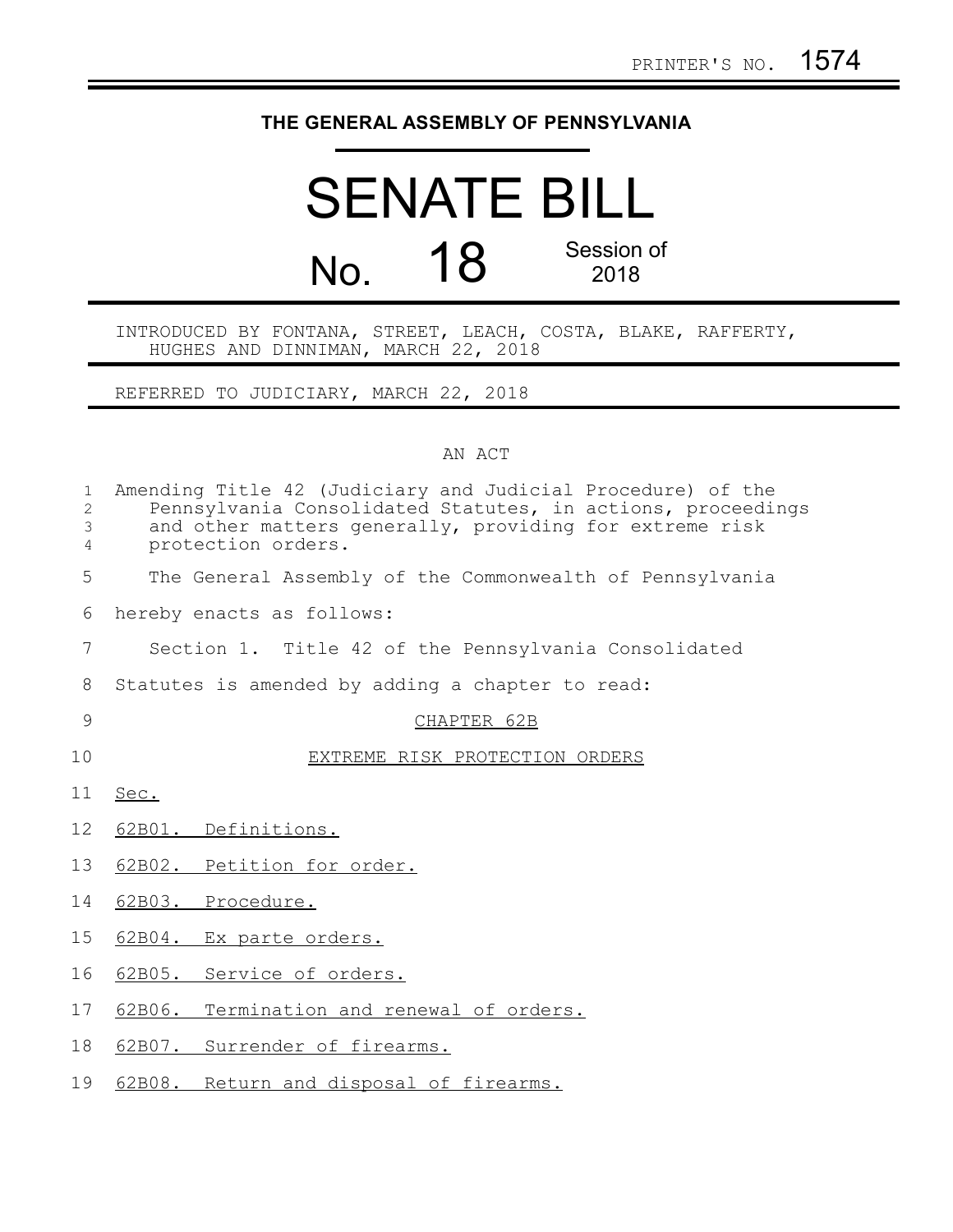PRINTER'S NO. 1574

# THE GENERAL ASSEMBLY OF PENNSYLVANIA

# SENATE BILL

## No. 18 Session of 2018

INTRODUCED BY FONTANA, STREET, LEACH, COSTA, BLAKE, RAFFERTY, HUGHES AND DINNIMAN, MARCH 22, 2018

REFERRED TO JUDICIARY, MARCH 22, 2018

AN ACT

Amending Title 42 (Judiciary and Judicial Procedure) of the Pennsylvania Consolidated Statutes, in actions, proceedings and other matters generally, providing for extreme risk protection orders.

The General Assembly of the Commonwealth of Pennsylvania hereby enacts as follows:

Section 1. Title 42 of the Pennsylvania Consolidated Statutes is amended by adding a chapter to read:

CHAPTER 62B

EXTREME RISK PROTECTION ORDERS

Sec.

62B01. Definitions.

62B02. Petition for order.

62B03. Procedure.

62B04. Ex parte orders.

62B05. Service of orders.

62B06. Termination and renewal of orders.

62B07. Surrender of firearms.

62B08. Return and disposal of firearms.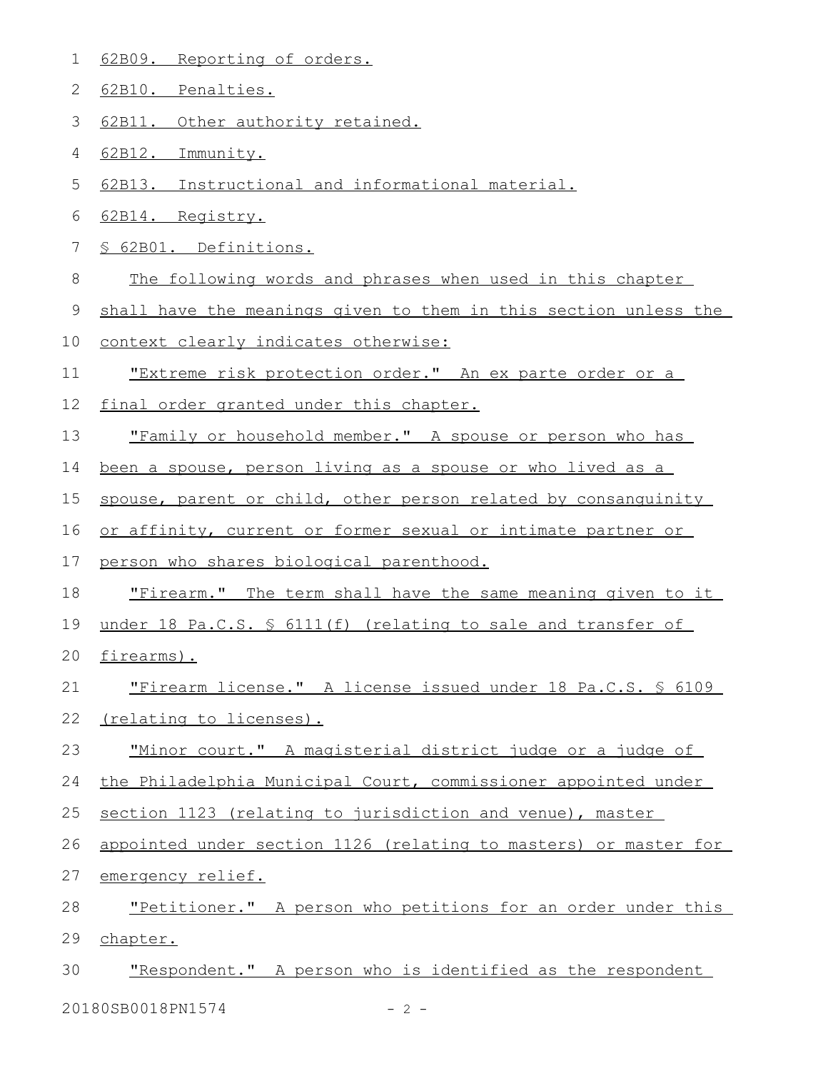62B09. Reporting of orders.

62B10. Penalties.

62B11. Other authority retained.

62B12. Immunity.

62B13. Instructional and informational material.

62B14. Registry.

§ 62B01. Definitions.

The following words and phrases when used in this chapter shall have the meanings given to them in this section unless the context clearly indicates otherwise:

"Extreme risk protection order." An ex parte order or a final order granted under this chapter.

"Family or household member." A spouse or person who has been a spouse, person living as a spouse or who lived as a spouse, parent or child, other person related by consanguinity or affinity, current or former sexual or intimate partner or person who shares biological parenthood.

"Firearm." The term shall have the same meaning given to it under 18 Pa.C.S. § 6111(f) (relating to sale and transfer of firearms).

"Firearm license." A license issued under 18 Pa.C.S. § 6109 (relating to licenses).

"Minor court." A magisterial district judge or a judge of the Philadelphia Municipal Court, commissioner appointed under section 1123 (relating to jurisdiction and venue), master appointed under section 1126 (relating to masters) or master for emergency relief.

"Petitioner." A person who petitions for an order under this chapter.

"Respondent." A person who is identified as the respondent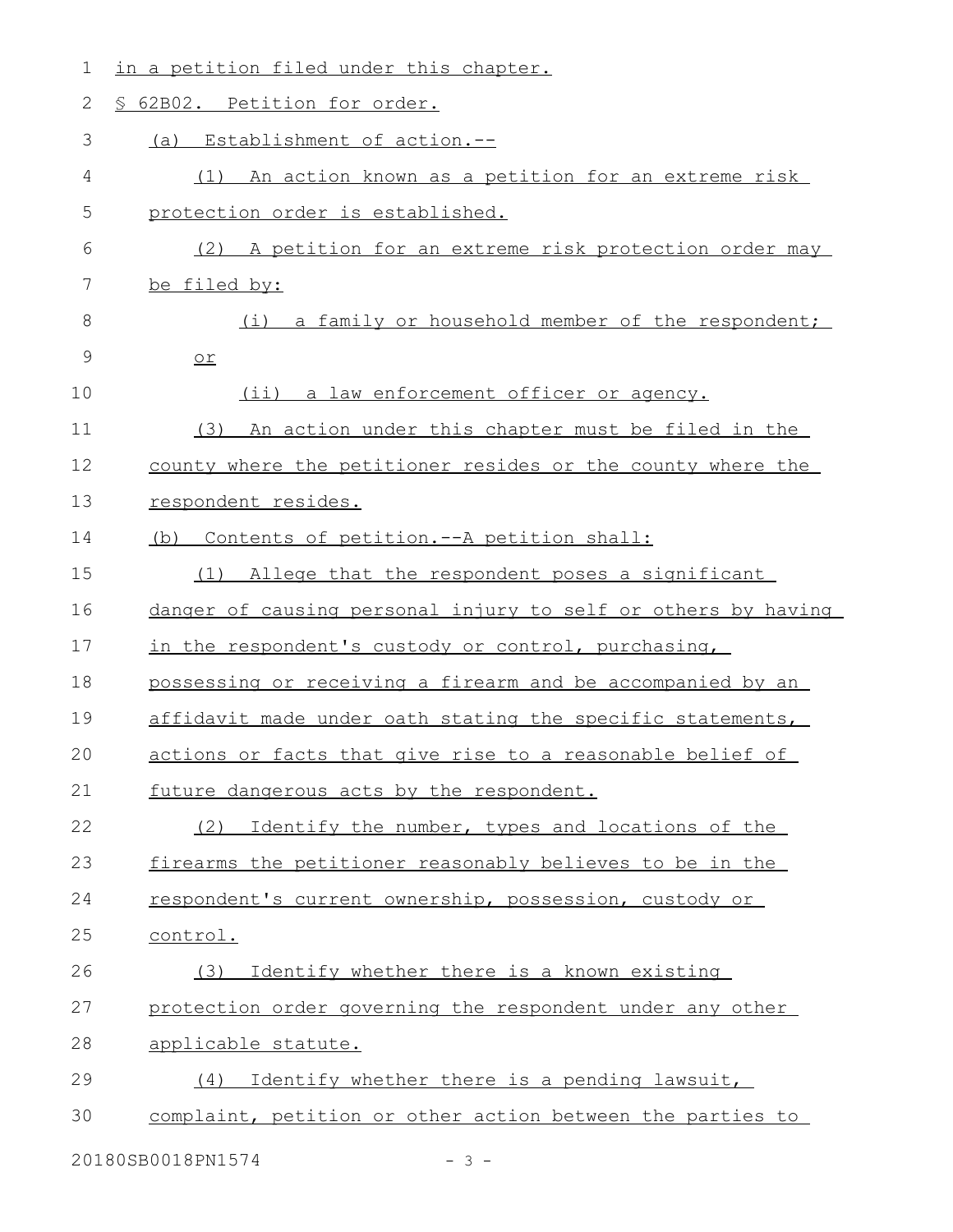in a petition filed under this chapter.

§ 62B02. Petition for order.

(a) Establishment of action.--

(1) An action known as a petition for an extreme risk protection order is established.

(2) A petition for an extreme risk protection order may be filed by:

(i) a family or household member of the respondent; or

(ii) a law enforcement officer or agency.

(3) An action under this chapter must be filed in the county where the petitioner resides or the county where the respondent resides.

(b) Contents of petition.--A petition shall:

(1) Allege that the respondent poses a significant danger of causing personal injury to self or others by having in the respondent's custody or control, purchasing, possessing or receiving a firearm and be accompanied by an affidavit made under oath stating the specific statements, actions or facts that give rise to a reasonable belief of future dangerous acts by the respondent.

(2) Identify the number, types and locations of the firearms the petitioner reasonably believes to be in the respondent's current ownership, possession, custody or control.

(3) Identify whether there is a known existing protection order governing the respondent under any other applicable statute.

(4) Identify whether there is a pending lawsuit, complaint, petition or other action between the parties to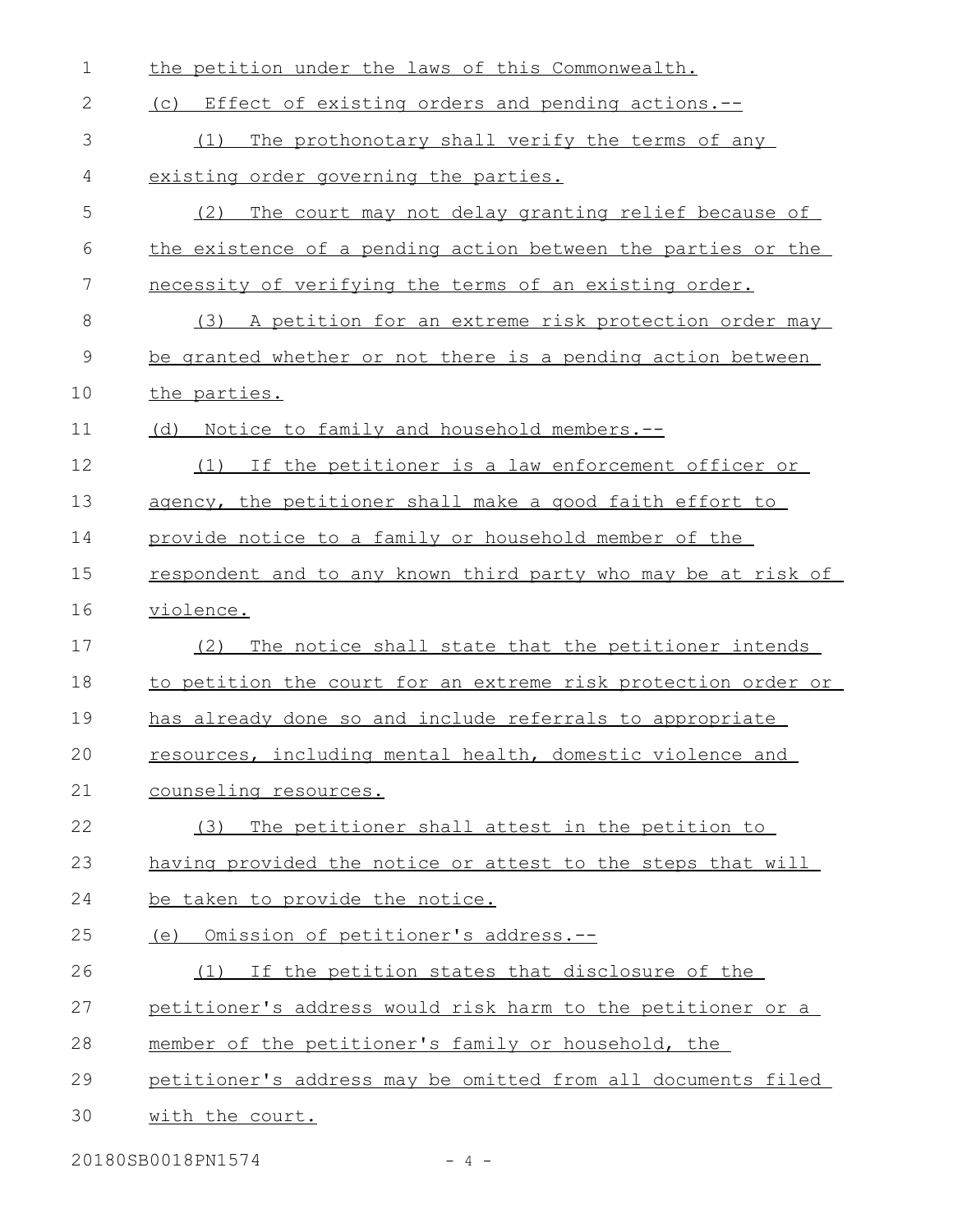the petition under the laws of this Commonwealth.

(c) Effect of existing orders and pending actions.--

(1) The prothonotary shall verify the terms of any existing order governing the parties.

(2) The court may not delay granting relief because of the existence of a pending action between the parties or the necessity of verifying the terms of an existing order.

(3) A petition for an extreme risk protection order may be granted whether or not there is a pending action between the parties.

(d) Notice to family and household members.--

(1) If the petitioner is a law enforcement officer or agency, the petitioner shall make a good faith effort to provide notice to a family or household member of the respondent and to any known third party who may be at risk of violence.

(2) The notice shall state that the petitioner intends to petition the court for an extreme risk protection order or has already done so and include referrals to appropriate resources, including mental health, domestic violence and counseling resources.

(3) The petitioner shall attest in the petition to having provided the notice or attest to the steps that will be taken to provide the notice.

(e) Omission of petitioner's address.--

(1) If the petition states that disclosure of the petitioner's address would risk harm to the petitioner or a member of the petitioner's family or household, the petitioner's address may be omitted from all documents filed with the court.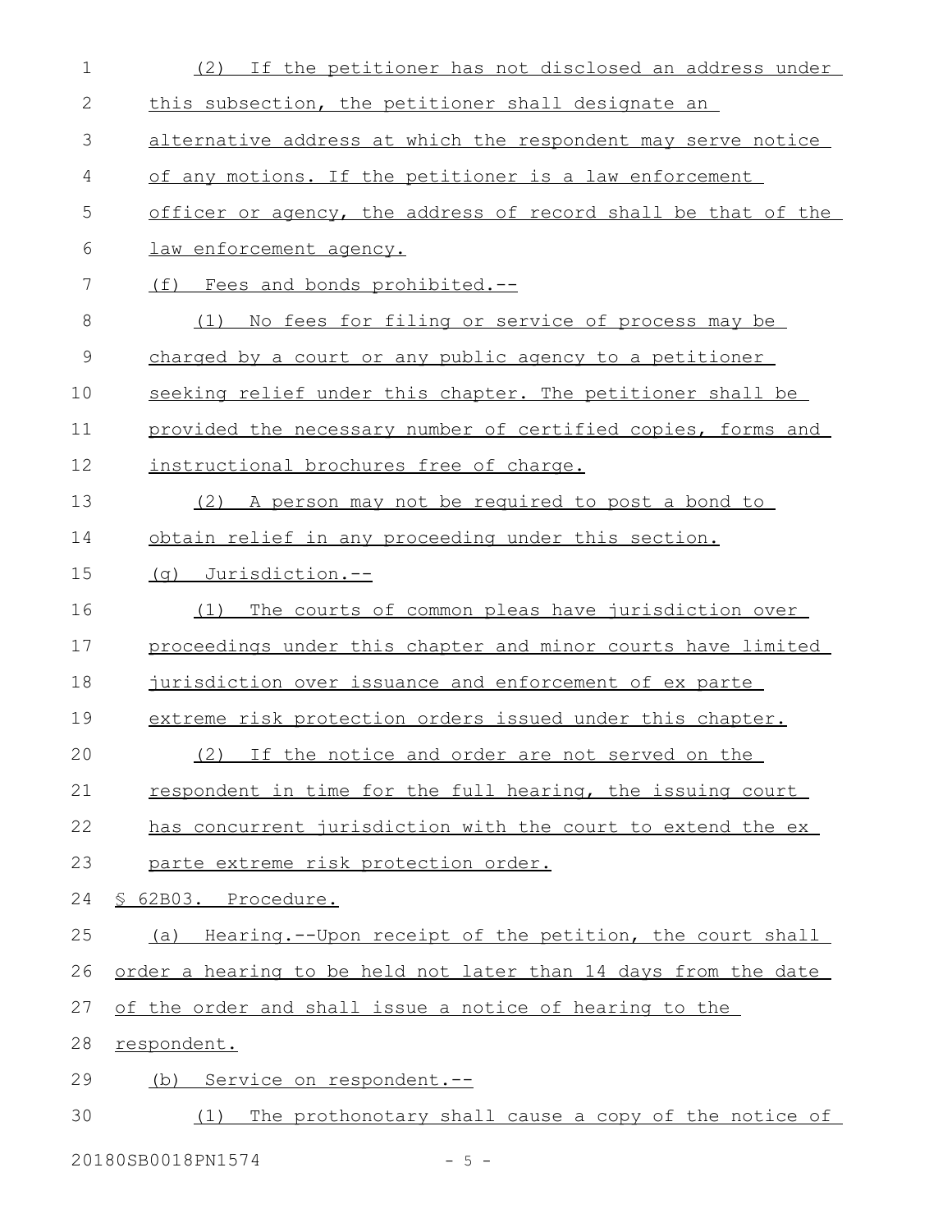(2) If the petitioner has not disclosed an address under this subsection, the petitioner shall designate an alternative address at which the respondent may serve notice of any motions. If the petitioner is a law enforcement officer or agency, the address of record shall be that of the law enforcement agency.

(f) Fees and bonds prohibited.--

(1) No fees for filing or service of process may be charged by a court or any public agency to a petitioner seeking relief under this chapter. The petitioner shall be provided the necessary number of certified copies, forms and instructional brochures free of charge.

(2) A person may not be required to post a bond to obtain relief in any proceeding under this section.

(g) Jurisdiction.--

(1) The courts of common pleas have jurisdiction over proceedings under this chapter and minor courts have limited jurisdiction over issuance and enforcement of ex parte extreme risk protection orders issued under this chapter.

(2) If the notice and order are not served on the respondent in time for the full hearing, the issuing court has concurrent jurisdiction with the court to extend the ex parte extreme risk protection order.

§ 62B03. Procedure.

(a) Hearing.--Upon receipt of the petition, the court shall order a hearing to be held not later than 14 days from the date of the order and shall issue a notice of hearing to the respondent.

(b) Service on respondent.--

(1) The prothonotary shall cause a copy of the notice of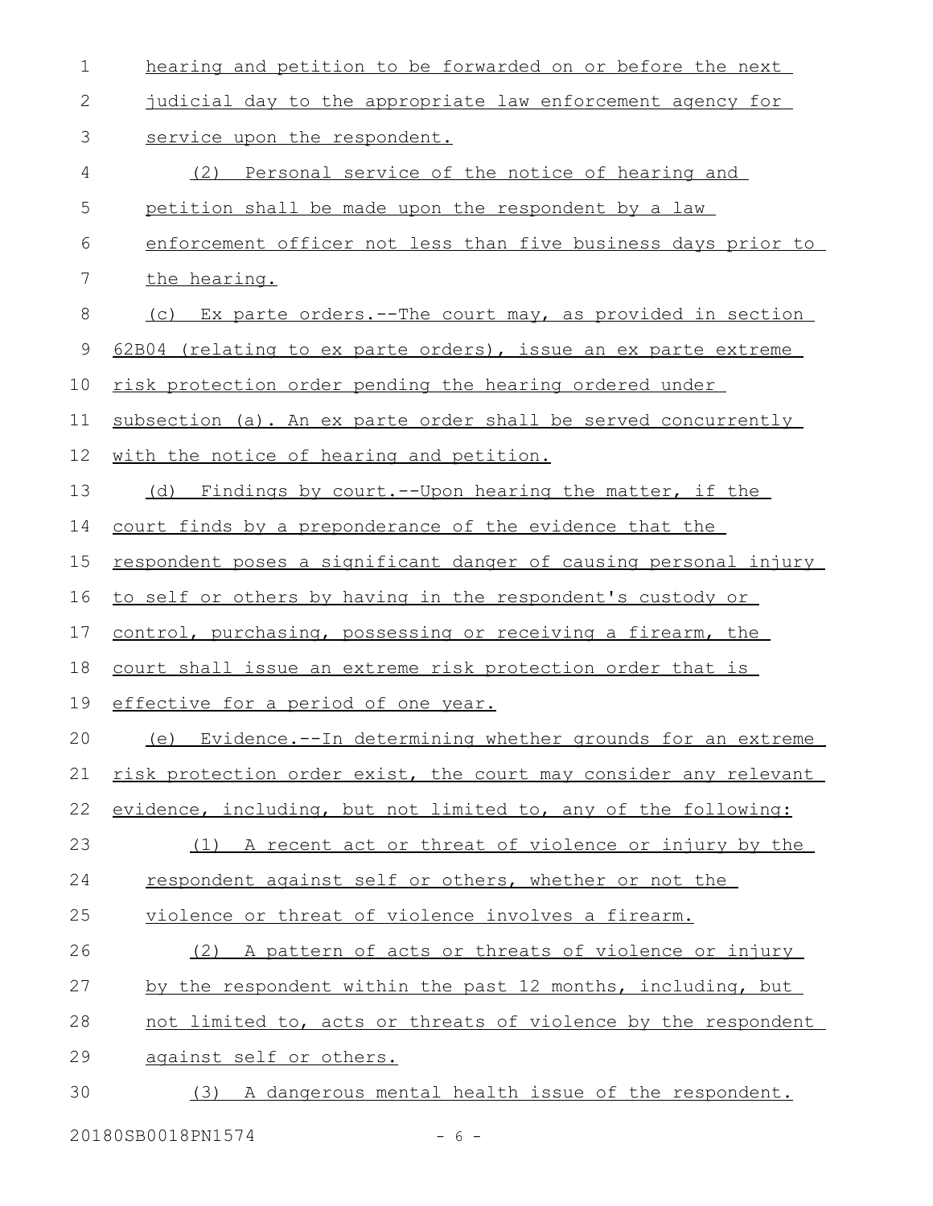hearing and petition to be forwarded on or before the next judicial day to the appropriate law enforcement agency for service upon the respondent.

(2) Personal service of the notice of hearing and petition shall be made upon the respondent by a law enforcement officer not less than five business days prior to the hearing.

(c) Ex parte orders.--The court may, as provided in section 62B04 (relating to ex parte orders), issue an ex parte extreme risk protection order pending the hearing ordered under subsection (a). An ex parte order shall be served concurrently with the notice of hearing and petition.

(d) Findings by court.--Upon hearing the matter, if the court finds by a preponderance of the evidence that the respondent poses a significant danger of causing personal injury to self or others by having in the respondent's custody or control, purchasing, possessing or receiving a firearm, the court shall issue an extreme risk protection order that is effective for a period of one year.

(e) Evidence.--In determining whether grounds for an extreme risk protection order exist, the court may consider any relevant evidence, including, but not limited to, any of the following:

(1) A recent act or threat of violence or injury by the respondent against self or others, whether or not the violence or threat of violence involves a firearm.

(2) A pattern of acts or threats of violence or injury by the respondent within the past 12 months, including, but not limited to, acts or threats of violence by the respondent against self or others.

(3) A dangerous mental health issue of the respondent.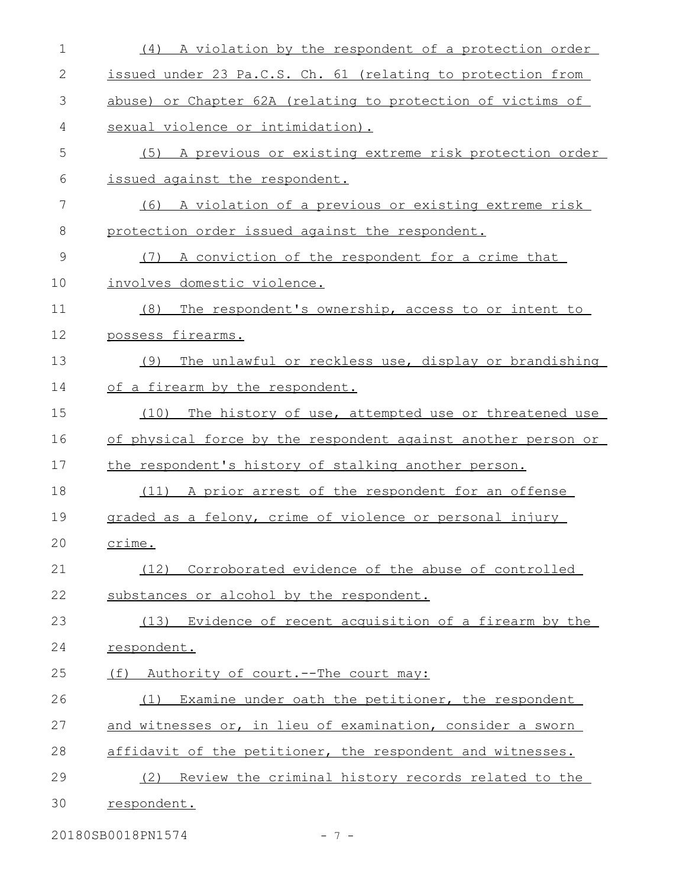(4) A violation by the respondent of a protection order issued under 23 Pa.C.S. Ch. 61 (relating to protection from abuse) or Chapter 62A (relating to protection of victims of sexual violence or intimidation).

(5) A previous or existing extreme risk protection order issued against the respondent.

(6) A violation of a previous or existing extreme risk protection order issued against the respondent.

(7) A conviction of the respondent for a crime that involves domestic violence.

(8) The respondent's ownership, access to or intent to possess firearms.

(9) The unlawful or reckless use, display or brandishing of a firearm by the respondent.

(10) The history of use, attempted use or threatened use of physical force by the respondent against another person or the respondent's history of stalking another person.

(11) A prior arrest of the respondent for an offense graded as a felony, crime of violence or personal injury crime.

(12) Corroborated evidence of the abuse of controlled substances or alcohol by the respondent.

(13) Evidence of recent acquisition of a firearm by the respondent.

(f) Authority of court.--The court may:

(1) Examine under oath the petitioner, the respondent and witnesses or, in lieu of examination, consider a sworn affidavit of the petitioner, the respondent and witnesses.

(2) Review the criminal history records related to the respondent.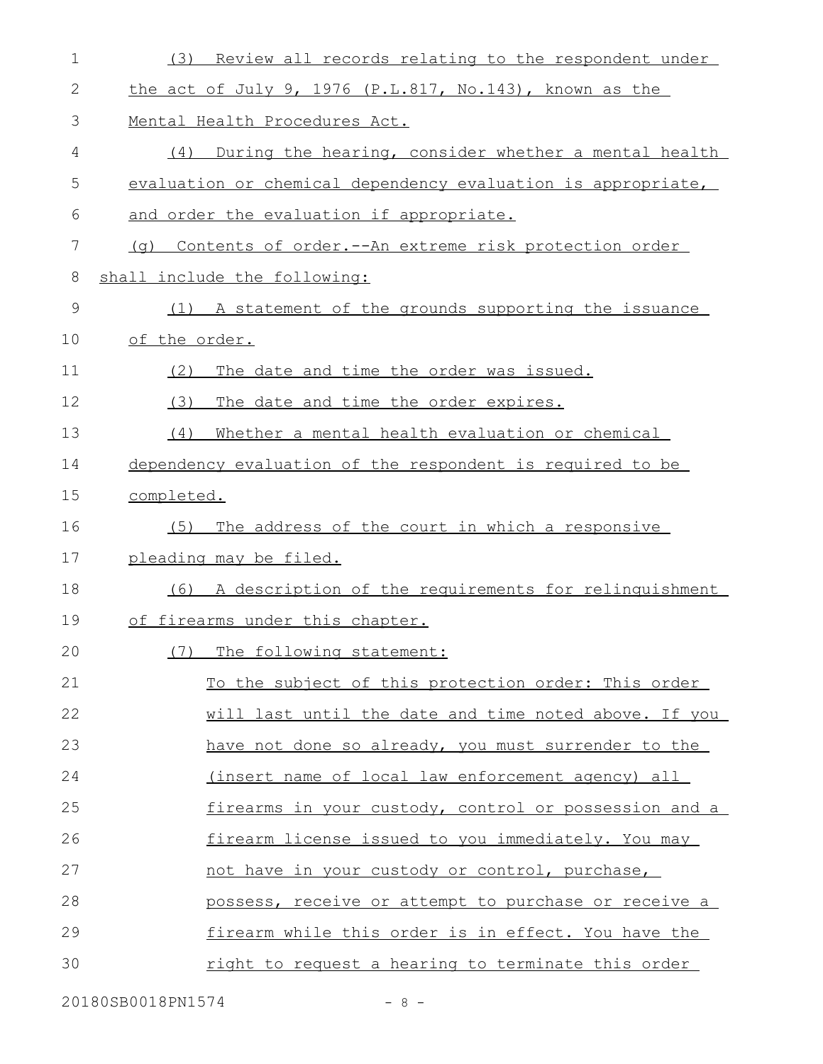(3) Review all records relating to the respondent under the act of July 9, 1976 (P.L.817, No.143), known as the Mental Health Procedures Act.

(4) During the hearing, consider whether a mental health evaluation or chemical dependency evaluation is appropriate, and order the evaluation if appropriate.

(g) Contents of order.--An extreme risk protection order shall include the following:

(1) A statement of the grounds supporting the issuance of the order.

(2) The date and time the order was issued.

(3) The date and time the order expires.

(4) Whether a mental health evaluation or chemical dependency evaluation of the respondent is required to be completed.

(5) The address of the court in which a responsive pleading may be filed.

(6) A description of the requirements for relinquishment of firearms under this chapter.

(7) The following statement:

> To the subject of this protection order: This order will last until the date and time noted above. If you have not done so already, you must surrender to the (insert name of local law enforcement agency) all firearms in your custody, control or possession and a firearm license issued to you immediately. You may not have in your custody or control, purchase, possess, receive or attempt to purchase or receive a firearm while this order is in effect. You have the right to request a hearing to terminate this order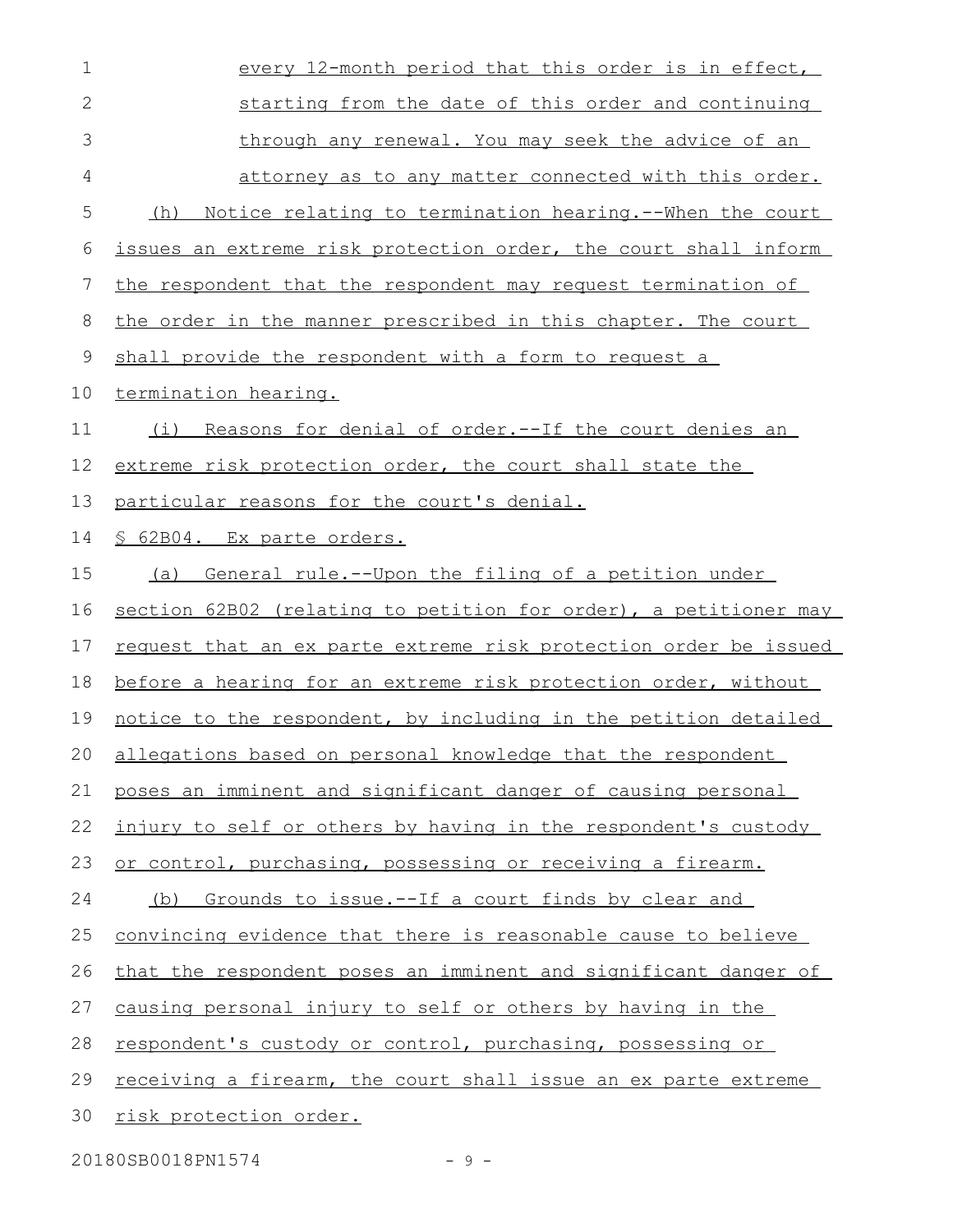every 12-month period that this order is in effect, starting from the date of this order and continuing through any renewal. You may seek the advice of an attorney as to any matter connected with this order.

(h) Notice relating to termination hearing.--When the court issues an extreme risk protection order, the court shall inform the respondent that the respondent may request termination of the order in the manner prescribed in this chapter. The court shall provide the respondent with a form to request a termination hearing.

(i) Reasons for denial of order.--If the court denies an extreme risk protection order, the court shall state the particular reasons for the court's denial.

§ 62B04. Ex parte orders.

(a) General rule.--Upon the filing of a petition under section 62B02 (relating to petition for order), a petitioner may request that an ex parte extreme risk protection order be issued before a hearing for an extreme risk protection order, without notice to the respondent, by including in the petition detailed allegations based on personal knowledge that the respondent poses an imminent and significant danger of causing personal injury to self or others by having in the respondent's custody or control, purchasing, possessing or receiving a firearm.

(b) Grounds to issue.--If a court finds by clear and convincing evidence that there is reasonable cause to believe that the respondent poses an imminent and significant danger of causing personal injury to self or others by having in the respondent's custody or control, purchasing, possessing or receiving a firearm, the court shall issue an ex parte extreme risk protection order.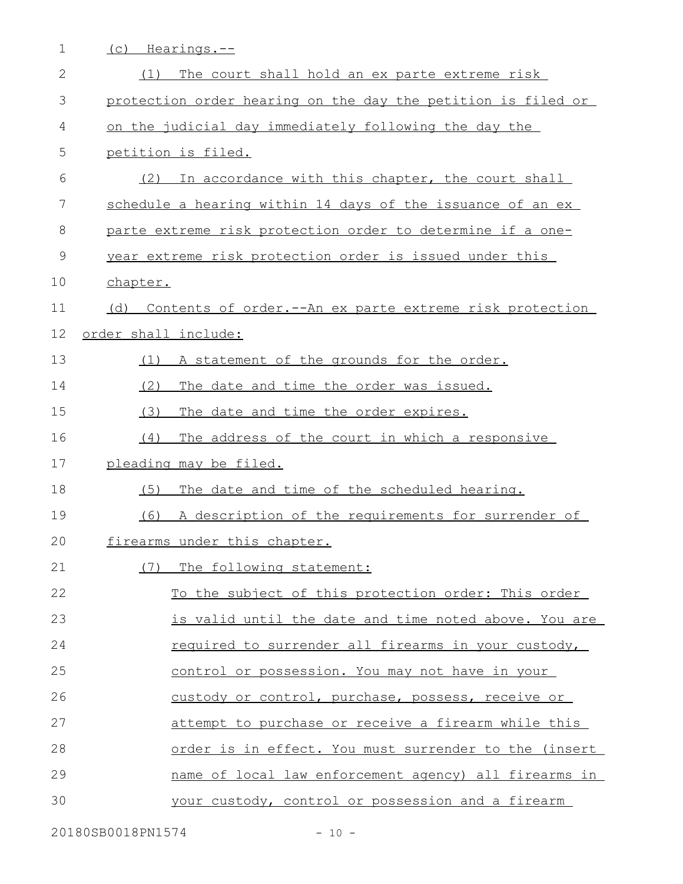(c) Hearings.--

(1) The court shall hold an ex parte extreme risk protection order hearing on the day the petition is filed or on the judicial day immediately following the day the petition is filed.

(2) In accordance with this chapter, the court shall schedule a hearing within 14 days of the issuance of an ex parte extreme risk protection order to determine if a one-year extreme risk protection order is issued under this chapter.

(d) Contents of order.--An ex parte extreme risk protection order shall include:

(1) A statement of the grounds for the order.

(2) The date and time the order was issued.

(3) The date and time the order expires.

(4) The address of the court in which a responsive pleading may be filed.

(5) The date and time of the scheduled hearing.

(6) A description of the requirements for surrender of firearms under this chapter.

(7) The following statement:

> To the subject of this protection order: This order is valid until the date and time noted above. You are required to surrender all firearms in your custody, control or possession. You may not have in your custody or control, purchase, possess, receive or attempt to purchase or receive a firearm while this order is in effect. You must surrender to the (insert name of local law enforcement agency) all firearms in your custody, control or possession and a firearm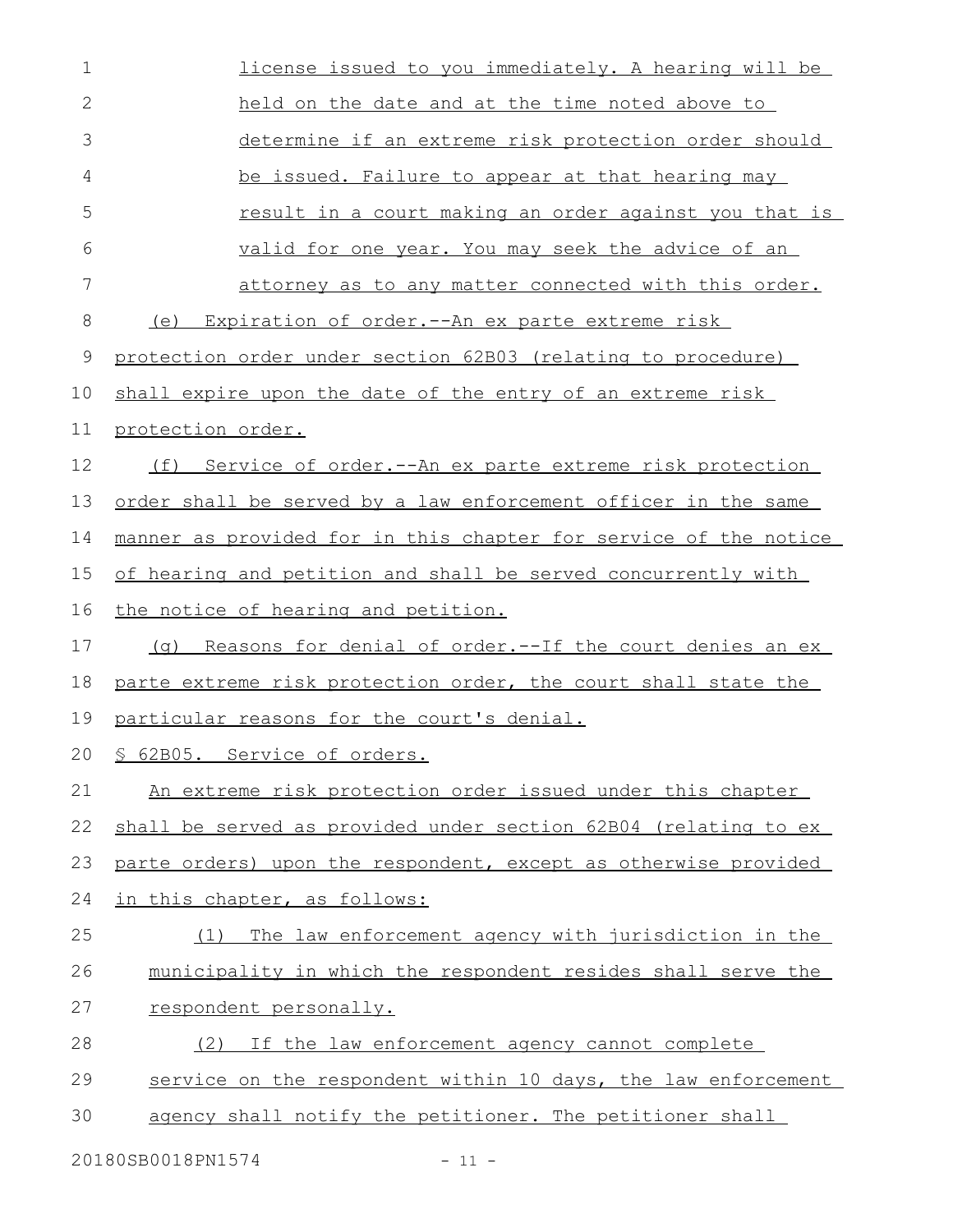license issued to you immediately. A hearing will be held on the date and at the time noted above to determine if an extreme risk protection order should be issued. Failure to appear at that hearing may result in a court making an order against you that is valid for one year. You may seek the advice of an attorney as to any matter connected with this order.

(e) Expiration of order.--An ex parte extreme risk protection order under section 62B03 (relating to procedure) shall expire upon the date of the entry of an extreme risk protection order.

(f) Service of order.--An ex parte extreme risk protection order shall be served by a law enforcement officer in the same manner as provided for in this chapter for service of the notice of hearing and petition and shall be served concurrently with the notice of hearing and petition.

(g) Reasons for denial of order.--If the court denies an ex parte extreme risk protection order, the court shall state the particular reasons for the court's denial.

§ 62B05. Service of orders.

An extreme risk protection order issued under this chapter shall be served as provided under section 62B04 (relating to ex parte orders) upon the respondent, except as otherwise provided in this chapter, as follows:

(1) The law enforcement agency with jurisdiction in the municipality in which the respondent resides shall serve the respondent personally.

(2) If the law enforcement agency cannot complete service on the respondent within 10 days, the law enforcement agency shall notify the petitioner. The petitioner shall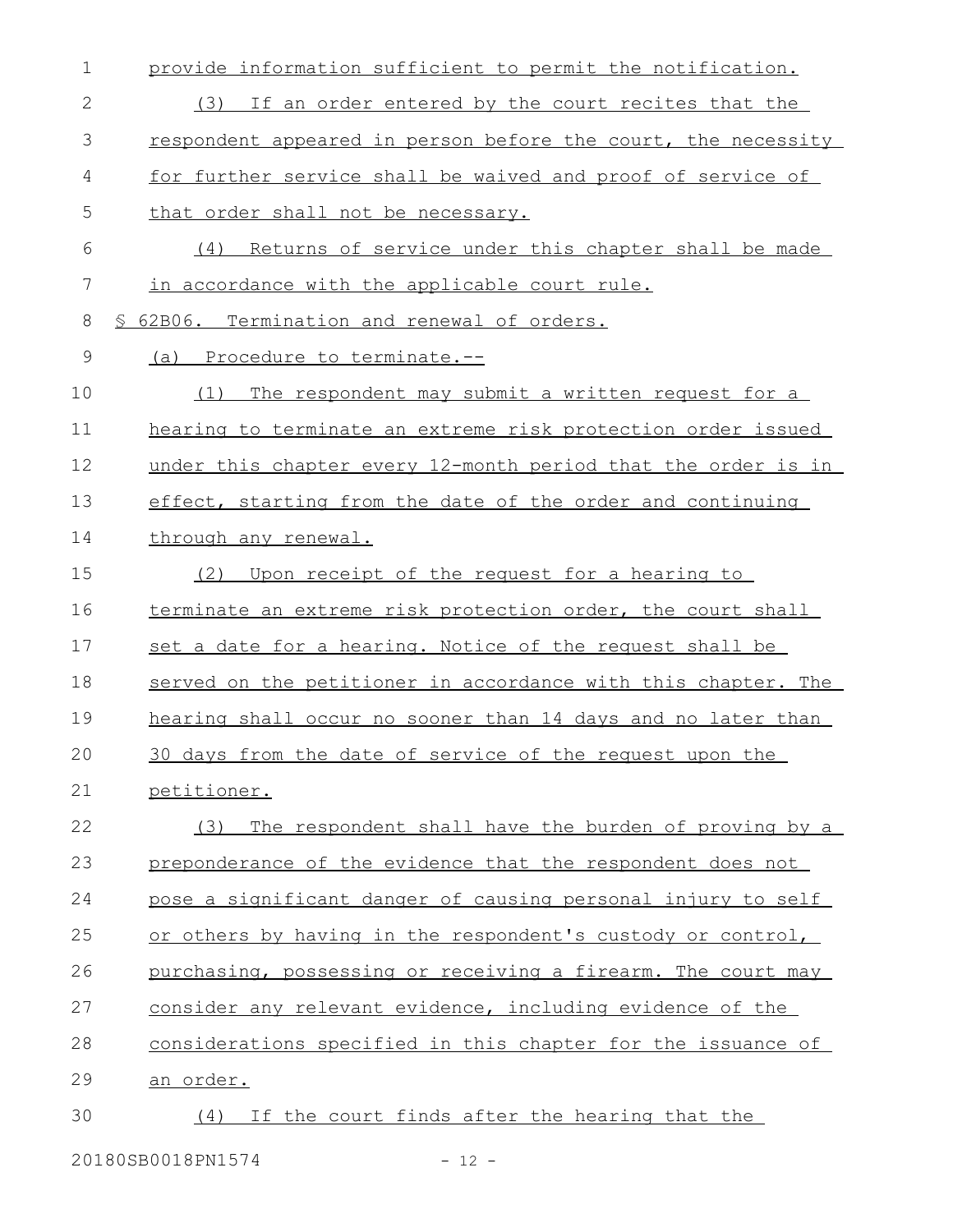provide information sufficient to permit the notification.

(3) If an order entered by the court recites that the respondent appeared in person before the court, the necessity for further service shall be waived and proof of service of that order shall not be necessary.

(4) Returns of service under this chapter shall be made in accordance with the applicable court rule.

§ 62B06. Termination and renewal of orders.

(a) Procedure to terminate.--

(1) The respondent may submit a written request for a hearing to terminate an extreme risk protection order issued under this chapter every 12-month period that the order is in effect, starting from the date of the order and continuing through any renewal.

(2) Upon receipt of the request for a hearing to terminate an extreme risk protection order, the court shall set a date for a hearing. Notice of the request shall be served on the petitioner in accordance with this chapter. The hearing shall occur no sooner than 14 days and no later than 30 days from the date of service of the request upon the petitioner.

(3) The respondent shall have the burden of proving by a preponderance of the evidence that the respondent does not pose a significant danger of causing personal injury to self or others by having in the respondent's custody or control, purchasing, possessing or receiving a firearm. The court may consider any relevant evidence, including evidence of the considerations specified in this chapter for the issuance of an order.

(4) If the court finds after the hearing that the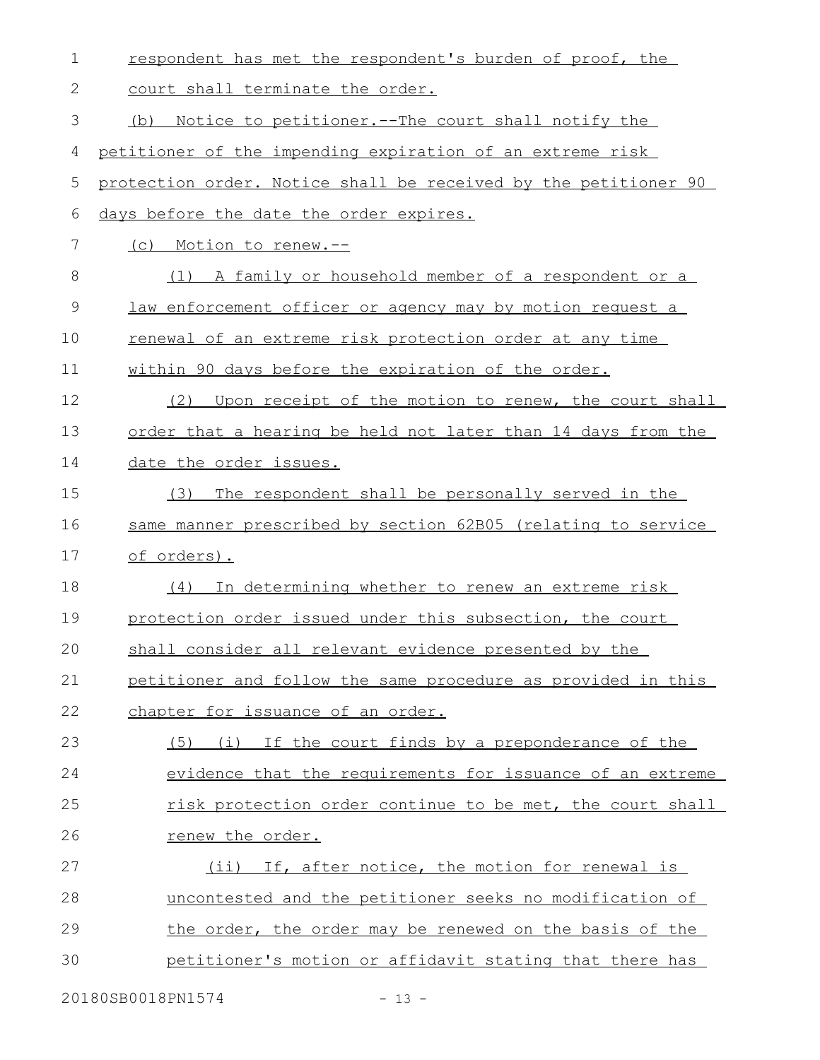respondent has met the respondent's burden of proof, the court shall terminate the order.

(b) Notice to petitioner.--The court shall notify the petitioner of the impending expiration of an extreme risk protection order. Notice shall be received by the petitioner 90 days before the date the order expires.

(c) Motion to renew.--

(1) A family or household member of a respondent or a law enforcement officer or agency may by motion request a renewal of an extreme risk protection order at any time within 90 days before the expiration of the order.

(2) Upon receipt of the motion to renew, the court shall order that a hearing be held not later than 14 days from the date the order issues.

(3) The respondent shall be personally served in the same manner prescribed by section 62B05 (relating to service of orders).

(4) In determining whether to renew an extreme risk protection order issued under this subsection, the court shall consider all relevant evidence presented by the petitioner and follow the same procedure as provided in this chapter for issuance of an order.

(5) (i) If the court finds by a preponderance of the evidence that the requirements for issuance of an extreme risk protection order continue to be met, the court shall renew the order.

(ii) If, after notice, the motion for renewal is uncontested and the petitioner seeks no modification of the order, the order may be renewed on the basis of the petitioner's motion or affidavit stating that there has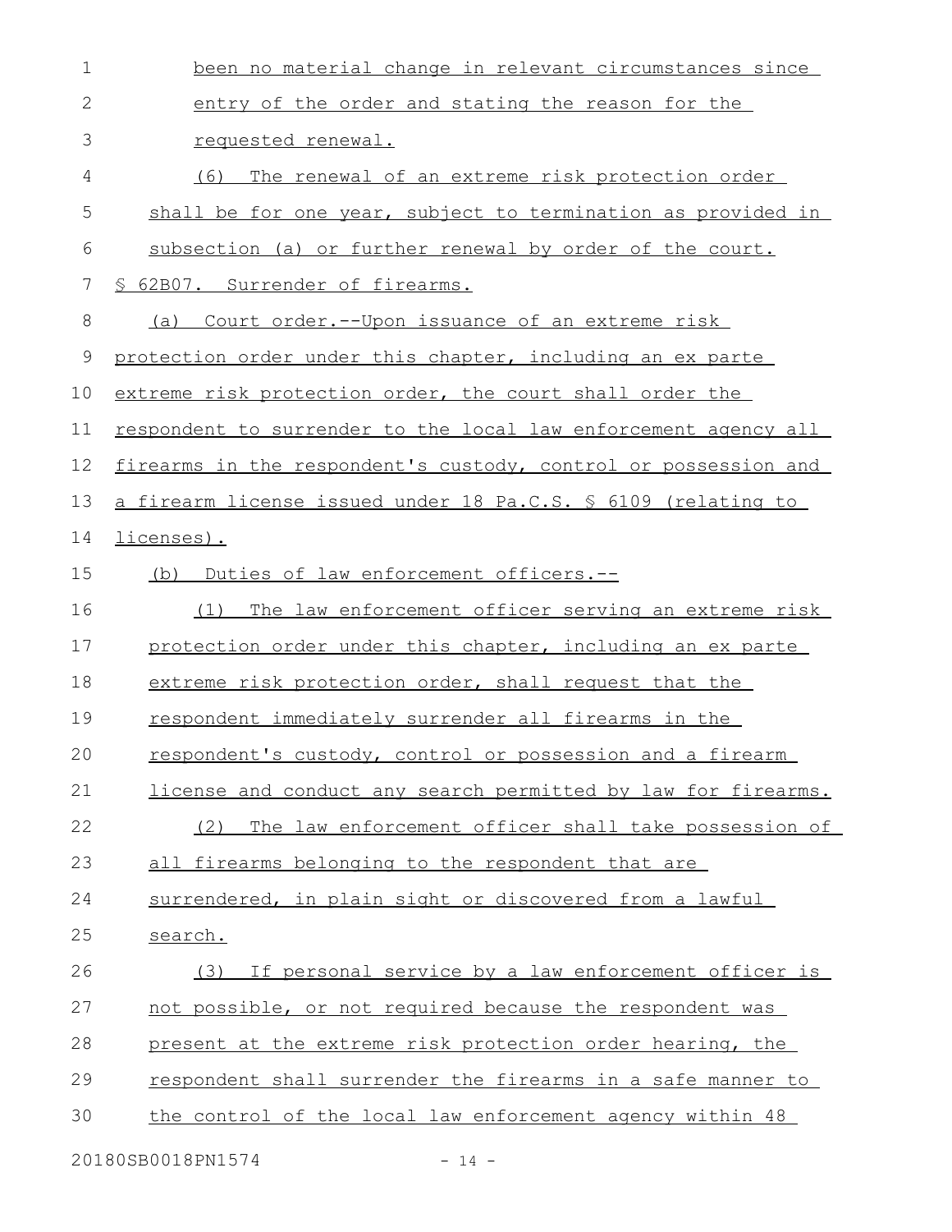been no material change in relevant circumstances since entry of the order and stating the reason for the requested renewal.

(6) The renewal of an extreme risk protection order shall be for one year, subject to termination as provided in subsection (a) or further renewal by order of the court.

§ 62B07. Surrender of firearms.

(a) Court order.--Upon issuance of an extreme risk protection order under this chapter, including an ex parte extreme risk protection order, the court shall order the respondent to surrender to the local law enforcement agency all firearms in the respondent's custody, control or possession and a firearm license issued under 18 Pa.C.S. § 6109 (relating to licenses).

(b) Duties of law enforcement officers.--

(1) The law enforcement officer serving an extreme risk protection order under this chapter, including an ex parte extreme risk protection order, shall request that the respondent immediately surrender all firearms in the respondent's custody, control or possession and a firearm license and conduct any search permitted by law for firearms.

(2) The law enforcement officer shall take possession of all firearms belonging to the respondent that are surrendered, in plain sight or discovered from a lawful search.

(3) If personal service by a law enforcement officer is not possible, or not required because the respondent was present at the extreme risk protection order hearing, the respondent shall surrender the firearms in a safe manner to the control of the local law enforcement agency within 48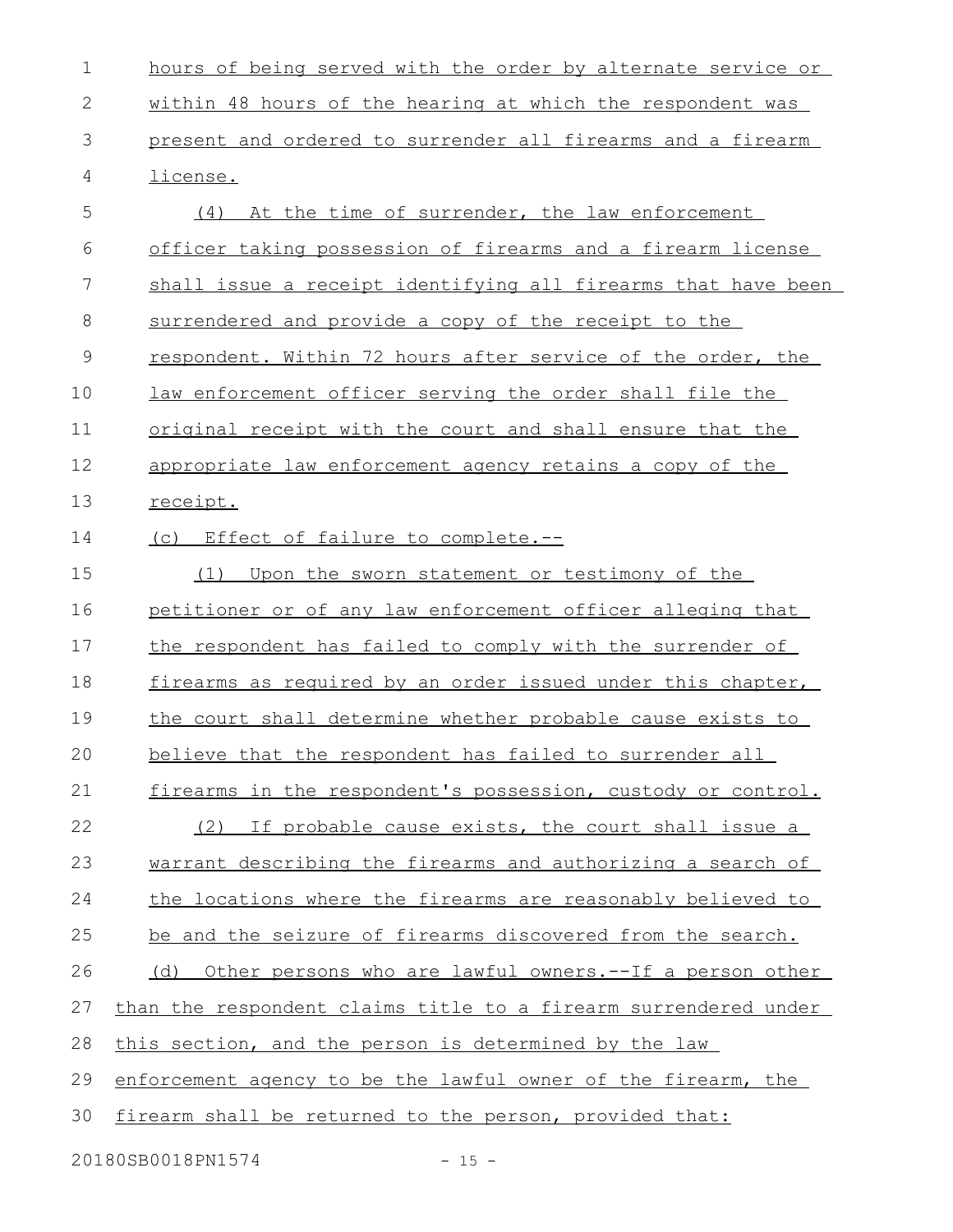hours of being served with the order by alternate service or within 48 hours of the hearing at which the respondent was present and ordered to surrender all firearms and a firearm license.

(4) At the time of surrender, the law enforcement officer taking possession of firearms and a firearm license shall issue a receipt identifying all firearms that have been surrendered and provide a copy of the receipt to the respondent. Within 72 hours after service of the order, the law enforcement officer serving the order shall file the original receipt with the court and shall ensure that the appropriate law enforcement agency retains a copy of the receipt.

(c) Effect of failure to complete.--

(1) Upon the sworn statement or testimony of the petitioner or of any law enforcement officer alleging that the respondent has failed to comply with the surrender of firearms as required by an order issued under this chapter, the court shall determine whether probable cause exists to believe that the respondent has failed to surrender all firearms in the respondent's possession, custody or control.

(2) If probable cause exists, the court shall issue a warrant describing the firearms and authorizing a search of the locations where the firearms are reasonably believed to be and the seizure of firearms discovered from the search.

(d) Other persons who are lawful owners.--If a person other than the respondent claims title to a firearm surrendered under this section, and the person is determined by the law enforcement agency to be the lawful owner of the firearm, the firearm shall be returned to the person, provided that: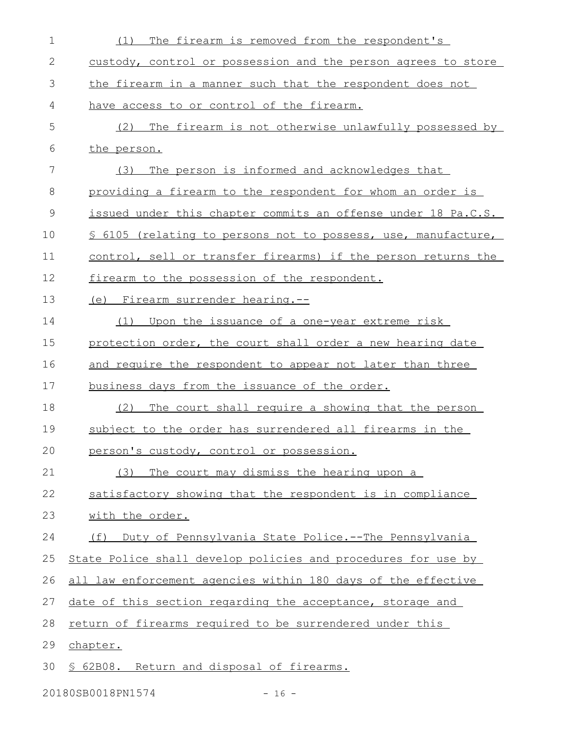(1) The firearm is removed from the respondent's custody, control or possession and the person agrees to store the firearm in a manner such that the respondent does not have access to or control of the firearm.

(2) The firearm is not otherwise unlawfully possessed by the person.

(3) The person is informed and acknowledges that providing a firearm to the respondent for whom an order is issued under this chapter commits an offense under 18 Pa.C.S. § 6105 (relating to persons not to possess, use, manufacture, control, sell or transfer firearms) if the person returns the firearm to the possession of the respondent.

(e) Firearm surrender hearing.--

(1) Upon the issuance of a one-year extreme risk protection order, the court shall order a new hearing date and require the respondent to appear not later than three business days from the issuance of the order.

(2) The court shall require a showing that the person subject to the order has surrendered all firearms in the person's custody, control or possession.

(3) The court may dismiss the hearing upon a satisfactory showing that the respondent is in compliance with the order.

(f) Duty of Pennsylvania State Police.--The Pennsylvania State Police shall develop policies and procedures for use by all law enforcement agencies within 180 days of the effective date of this section regarding the acceptance, storage and return of firearms required to be surrendered under this chapter.

§ 62B08. Return and disposal of firearms.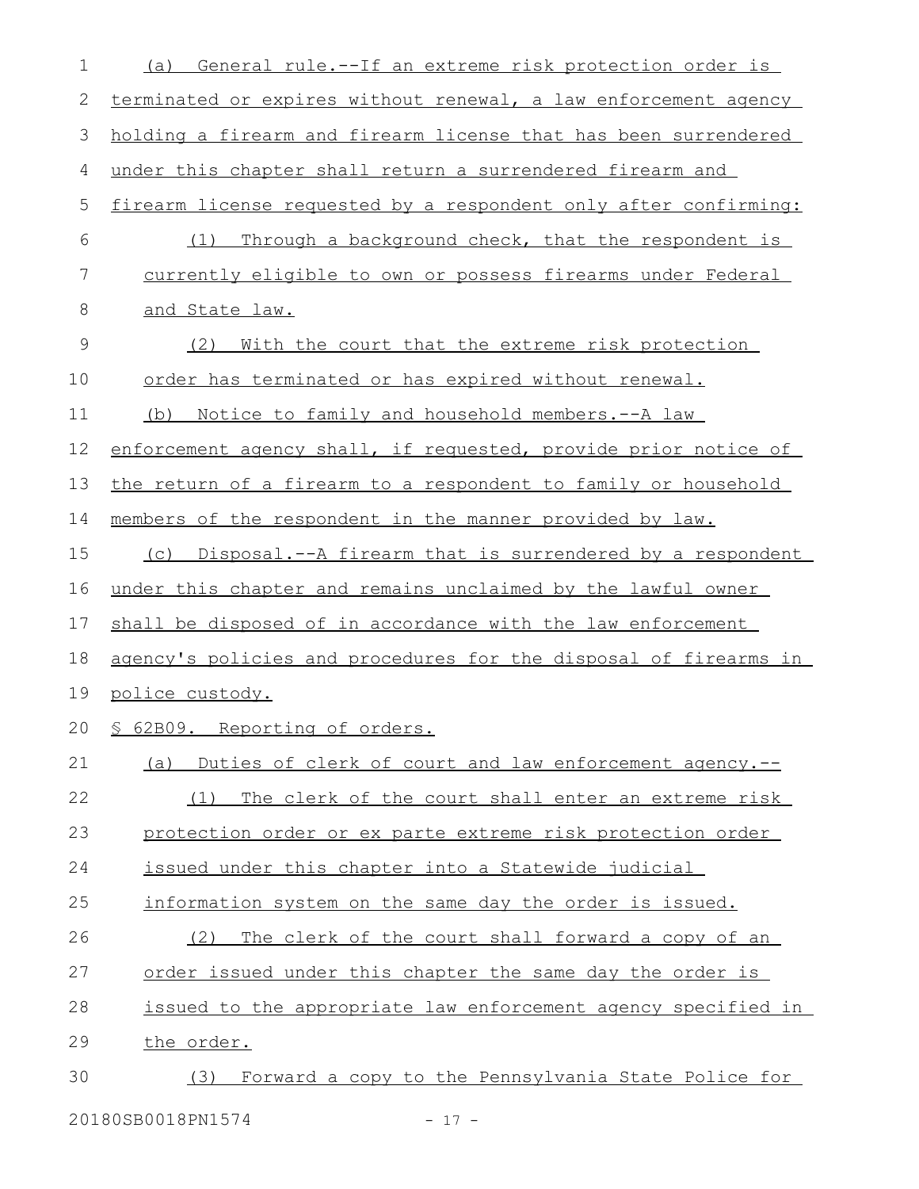(a) General rule.--If an extreme risk protection order is terminated or expires without renewal, a law enforcement agency holding a firearm and firearm license that has been surrendered under this chapter shall return a surrendered firearm and firearm license requested by a respondent only after confirming:

(1) Through a background check, that the respondent is currently eligible to own or possess firearms under Federal and State law.

(2) With the court that the extreme risk protection order has terminated or has expired without renewal.

(b) Notice to family and household members.--A law enforcement agency shall, if requested, provide prior notice of the return of a firearm to a respondent to family or household members of the respondent in the manner provided by law.

(c) Disposal.--A firearm that is surrendered by a respondent under this chapter and remains unclaimed by the lawful owner shall be disposed of in accordance with the law enforcement agency's policies and procedures for the disposal of firearms in police custody.

§ 62B09. Reporting of orders.

(a) Duties of clerk of court and law enforcement agency.--

(1) The clerk of the court shall enter an extreme risk protection order or ex parte extreme risk protection order issued under this chapter into a Statewide judicial information system on the same day the order is issued.

(2) The clerk of the court shall forward a copy of an order issued under this chapter the same day the order is issued to the appropriate law enforcement agency specified in the order.

(3) Forward a copy to the Pennsylvania State Police for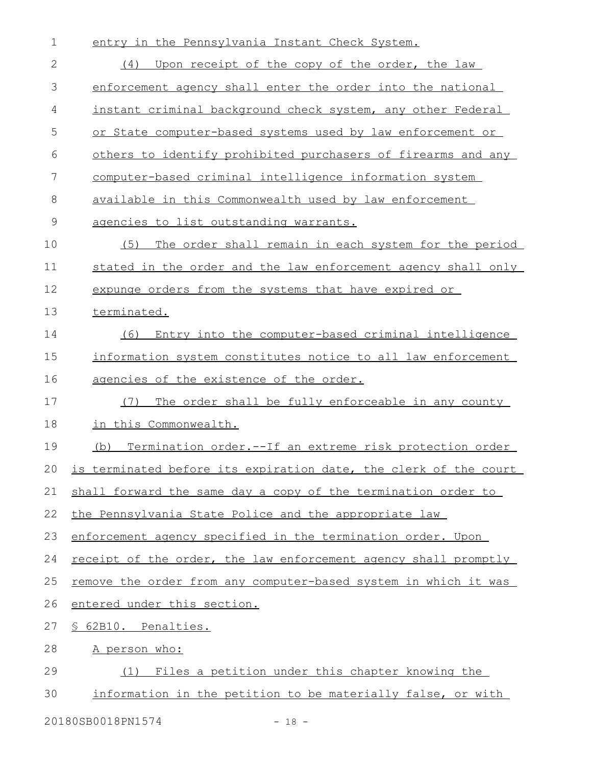entry in the Pennsylvania Instant Check System.

(4) Upon receipt of the copy of the order, the law enforcement agency shall enter the order into the national instant criminal background check system, any other Federal or State computer-based systems used by law enforcement or others to identify prohibited purchasers of firearms and any computer-based criminal intelligence information system available in this Commonwealth used by law enforcement agencies to list outstanding warrants.

(5) The order shall remain in each system for the period stated in the order and the law enforcement agency shall only expunge orders from the systems that have expired or terminated.

(6) Entry into the computer-based criminal intelligence information system constitutes notice to all law enforcement agencies of the existence of the order.

(7) The order shall be fully enforceable in any county in this Commonwealth.

(b) Termination order.--If an extreme risk protection order is terminated before its expiration date, the clerk of the court shall forward the same day a copy of the termination order to the Pennsylvania State Police and the appropriate law enforcement agency specified in the termination order. Upon receipt of the order, the law enforcement agency shall promptly remove the order from any computer-based system in which it was entered under this section.

§ 62B10. Penalties.

A person who:

(1) Files a petition under this chapter knowing the information in the petition to be materially false, or with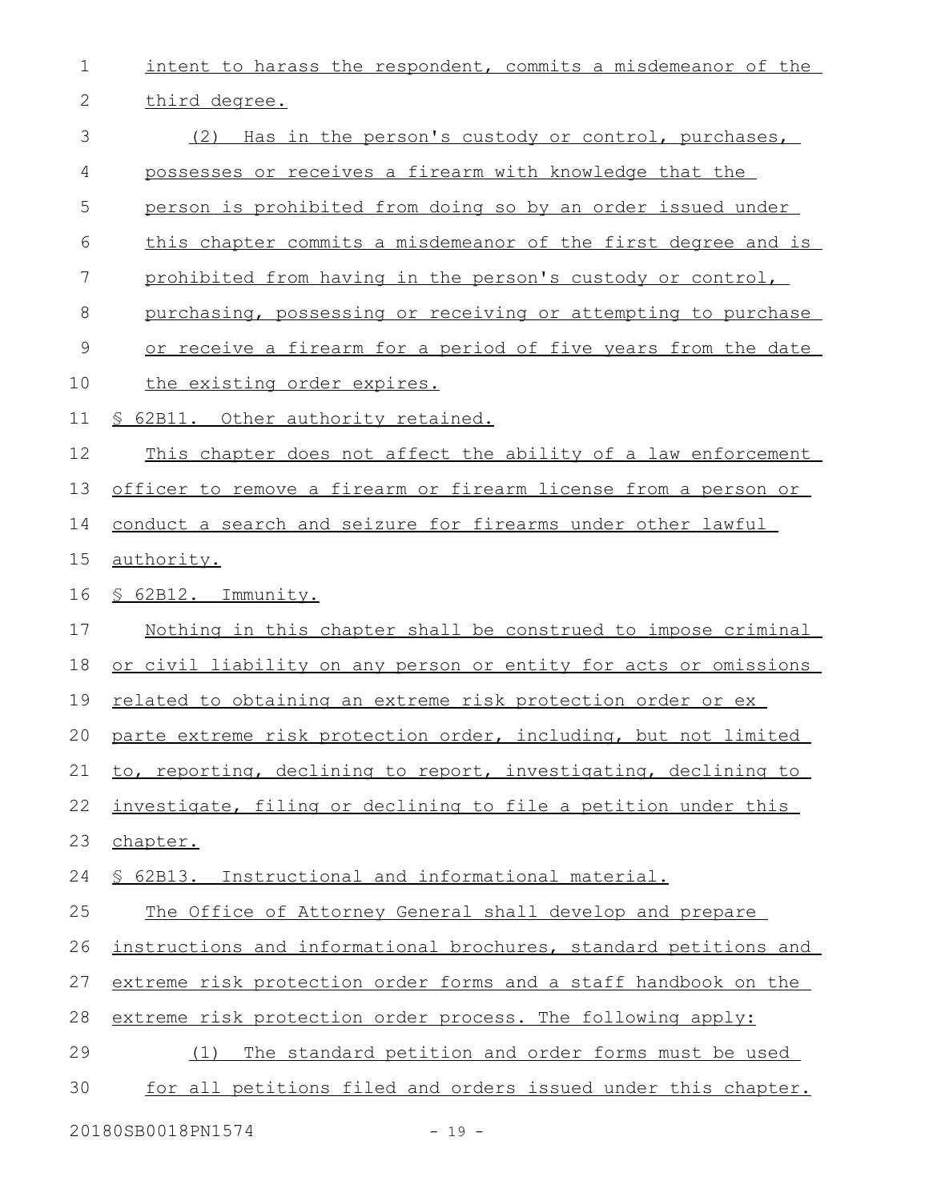intent to harass the respondent, commits a misdemeanor of the third degree.

(2) Has in the person's custody or control, purchases, possesses or receives a firearm with knowledge that the person is prohibited from doing so by an order issued under this chapter commits a misdemeanor of the first degree and is prohibited from having in the person's custody or control, purchasing, possessing or receiving or attempting to purchase or receive a firearm for a period of five years from the date the existing order expires.

§ 62B11. Other authority retained.

This chapter does not affect the ability of a law enforcement officer to remove a firearm or firearm license from a person or conduct a search and seizure for firearms under other lawful authority.

§ 62B12. Immunity.

Nothing in this chapter shall be construed to impose criminal or civil liability on any person or entity for acts or omissions related to obtaining an extreme risk protection order or ex parte extreme risk protection order, including, but not limited to, reporting, declining to report, investigating, declining to investigate, filing or declining to file a petition under this chapter.

§ 62B13. Instructional and informational material.

The Office of Attorney General shall develop and prepare instructions and informational brochures, standard petitions and extreme risk protection order forms and a staff handbook on the extreme risk protection order process. The following apply:

(1) The standard petition and order forms must be used for all petitions filed and orders issued under this chapter.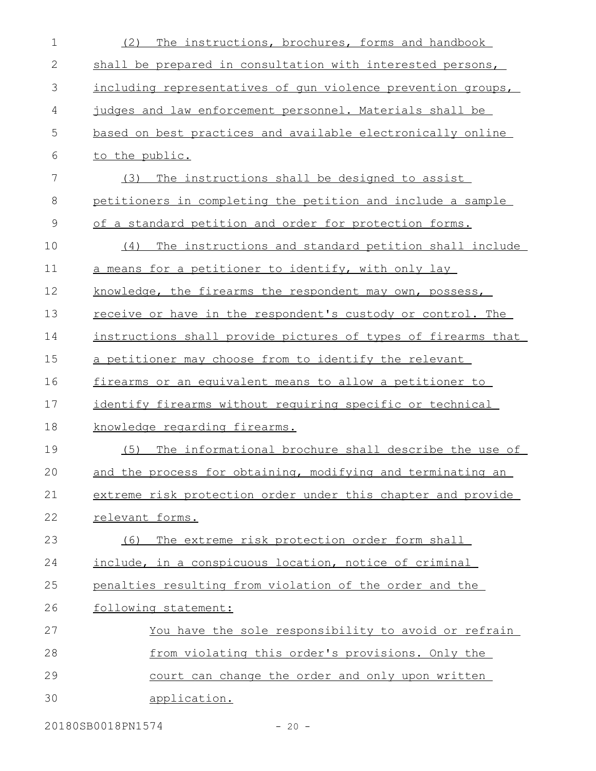(2) The instructions, brochures, forms and handbook shall be prepared in consultation with interested persons, including representatives of gun violence prevention groups, judges and law enforcement personnel. Materials shall be based on best practices and available electronically online to the public.

(3) The instructions shall be designed to assist petitioners in completing the petition and include a sample of a standard petition and order for protection forms.

(4) The instructions and standard petition shall include a means for a petitioner to identify, with only lay knowledge, the firearms the respondent may own, possess, receive or have in the respondent's custody or control. The instructions shall provide pictures of types of firearms that a petitioner may choose from to identify the relevant firearms or an equivalent means to allow a petitioner to identify firearms without requiring specific or technical knowledge regarding firearms.

(5) The informational brochure shall describe the use of and the process for obtaining, modifying and terminating an extreme risk protection order under this chapter and provide relevant forms.

(6) The extreme risk protection order form shall include, in a conspicuous location, notice of criminal penalties resulting from violation of the order and the following statement:

> You have the sole responsibility to avoid or refrain from violating this order's provisions. Only the court can change the order and only upon written application.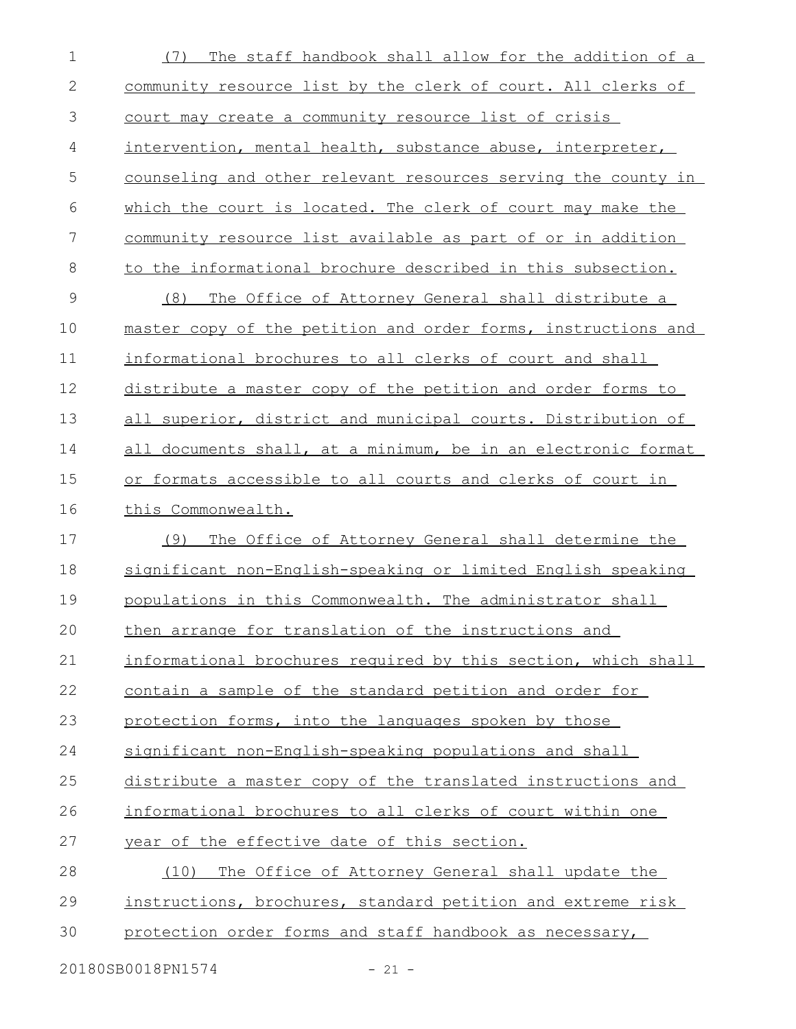(7) The staff handbook shall allow for the addition of a community resource list by the clerk of court. All clerks of court may create a community resource list of crisis intervention, mental health, substance abuse, interpreter, counseling and other relevant resources serving the county in which the court is located. The clerk of court may make the community resource list available as part of or in addition to the informational brochure described in this subsection.

(8) The Office of Attorney General shall distribute a master copy of the petition and order forms, instructions and informational brochures to all clerks of court and shall distribute a master copy of the petition and order forms to all superior, district and municipal courts. Distribution of all documents shall, at a minimum, be in an electronic format or formats accessible to all courts and clerks of court in this Commonwealth.

(9) The Office of Attorney General shall determine the significant non-English-speaking or limited English speaking populations in this Commonwealth. The administrator shall then arrange for translation of the instructions and informational brochures required by this section, which shall contain a sample of the standard petition and order for protection forms, into the languages spoken by those significant non-English-speaking populations and shall distribute a master copy of the translated instructions and informational brochures to all clerks of court within one year of the effective date of this section.

(10) The Office of Attorney General shall update the instructions, brochures, standard petition and extreme risk protection order forms and staff handbook as necessary,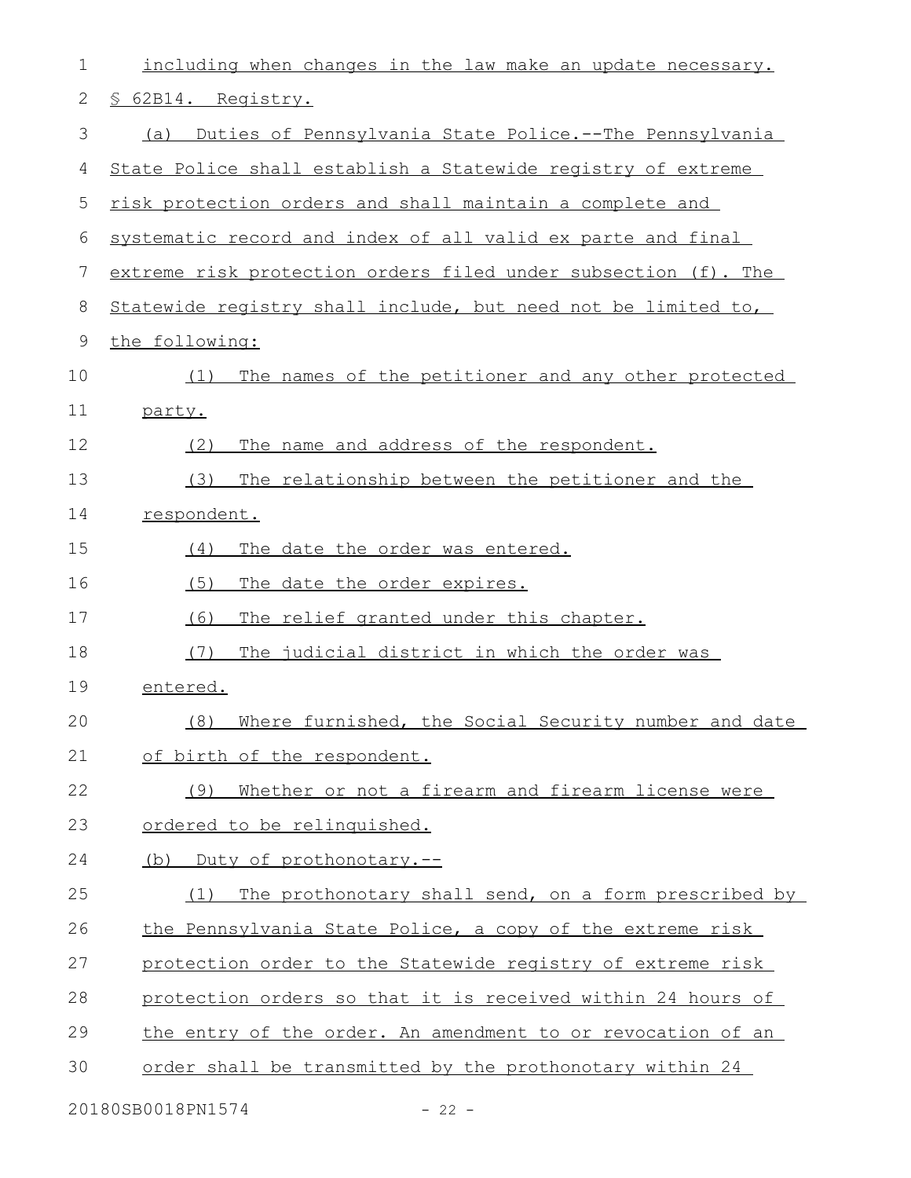including when changes in the law make an update necessary.

§ 62B14. Registry.

(a) Duties of Pennsylvania State Police.--The Pennsylvania State Police shall establish a Statewide registry of extreme risk protection orders and shall maintain a complete and systematic record and index of all valid ex parte and final extreme risk protection orders filed under subsection (f). The Statewide registry shall include, but need not be limited to, the following:

(1) The names of the petitioner and any other protected party.

(2) The name and address of the respondent.

(3) The relationship between the petitioner and the respondent.

(4) The date the order was entered.

(5) The date the order expires.

(6) The relief granted under this chapter.

(7) The judicial district in which the order was entered.

(8) Where furnished, the Social Security number and date of birth of the respondent.

(9) Whether or not a firearm and firearm license were ordered to be relinquished.

(b) Duty of prothonotary.--

(1) The prothonotary shall send, on a form prescribed by the Pennsylvania State Police, a copy of the extreme risk protection order to the Statewide registry of extreme risk protection orders so that it is received within 24 hours of the entry of the order. An amendment to or revocation of an order shall be transmitted by the prothonotary within 24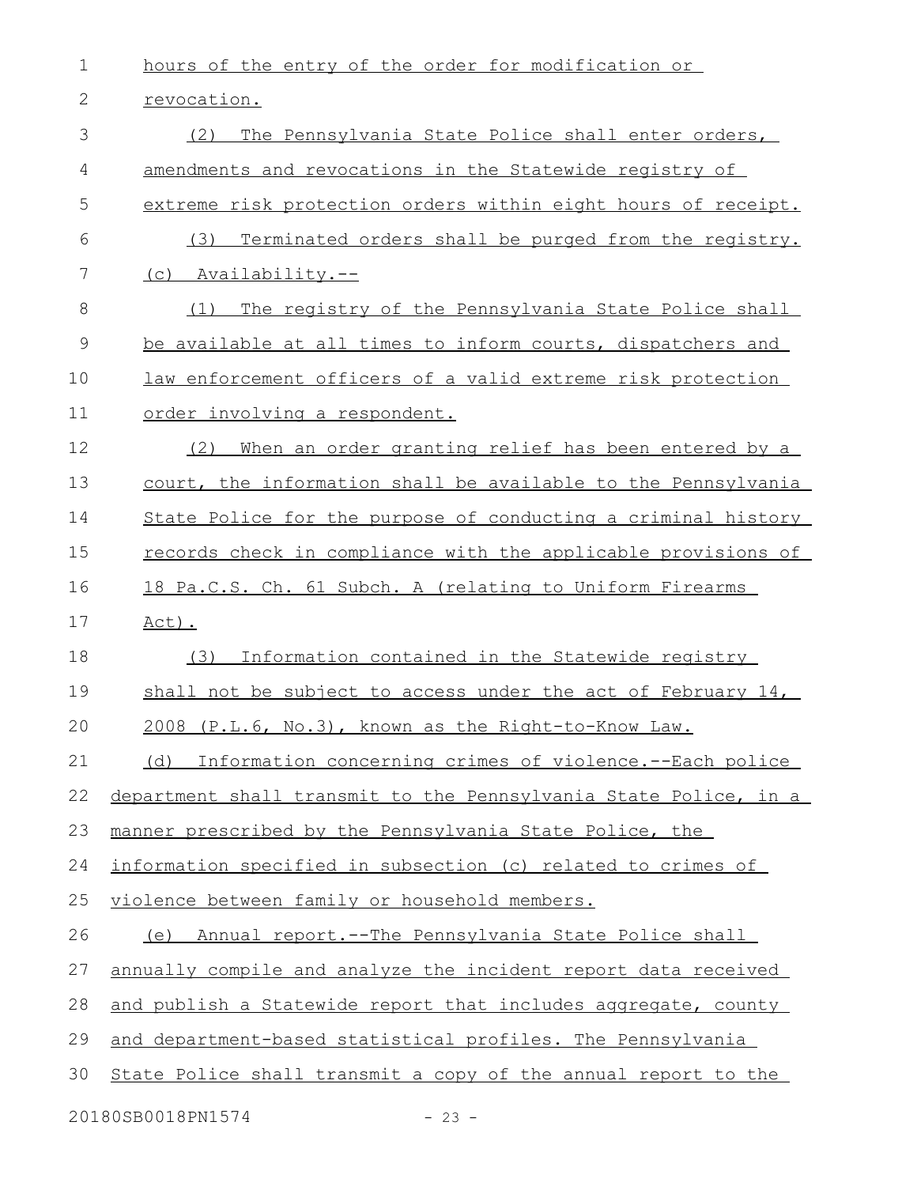hours of the entry of the order for modification or revocation.

(2) The Pennsylvania State Police shall enter orders, amendments and revocations in the Statewide registry of extreme risk protection orders within eight hours of receipt.

(3) Terminated orders shall be purged from the registry.

(c) Availability.--

(1) The registry of the Pennsylvania State Police shall be available at all times to inform courts, dispatchers and law enforcement officers of a valid extreme risk protection order involving a respondent.

(2) When an order granting relief has been entered by a court, the information shall be available to the Pennsylvania State Police for the purpose of conducting a criminal history records check in compliance with the applicable provisions of 18 Pa.C.S. Ch. 61 Subch. A (relating to Uniform Firearms Act).

(3) Information contained in the Statewide registry shall not be subject to access under the act of February 14, 2008 (P.L.6, No.3), known as the Right-to-Know Law.

(d) Information concerning crimes of violence.--Each police department shall transmit to the Pennsylvania State Police, in a manner prescribed by the Pennsylvania State Police, the information specified in subsection (c) related to crimes of violence between family or household members.

(e) Annual report.--The Pennsylvania State Police shall annually compile and analyze the incident report data received and publish a Statewide report that includes aggregate, county and department-based statistical profiles. The Pennsylvania State Police shall transmit a copy of the annual report to the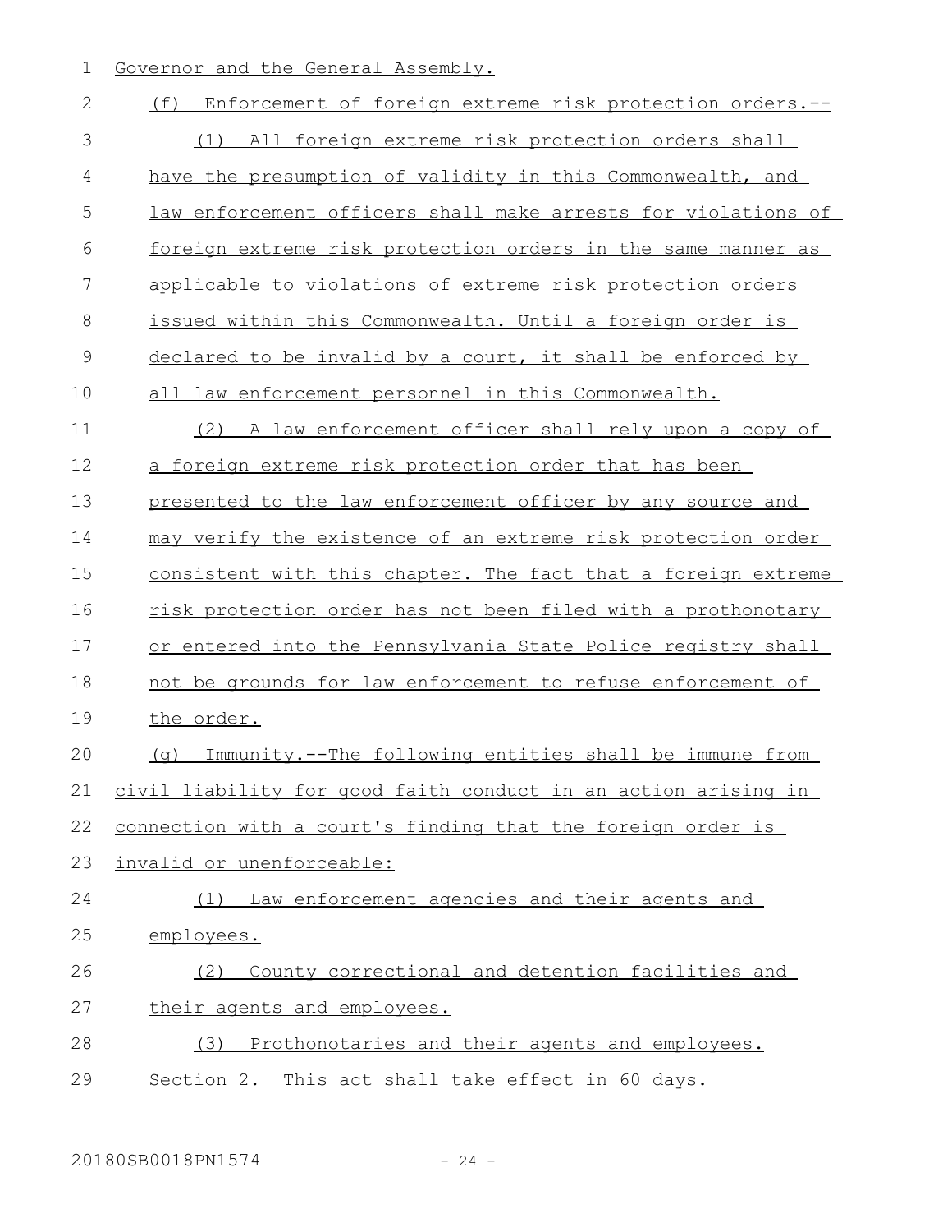Governor and the General Assembly.

(f) Enforcement of foreign extreme risk protection orders.--

(1) All foreign extreme risk protection orders shall have the presumption of validity in this Commonwealth, and law enforcement officers shall make arrests for violations of foreign extreme risk protection orders in the same manner as applicable to violations of extreme risk protection orders issued within this Commonwealth. Until a foreign order is declared to be invalid by a court, it shall be enforced by all law enforcement personnel in this Commonwealth.

(2) A law enforcement officer shall rely upon a copy of a foreign extreme risk protection order that has been presented to the law enforcement officer by any source and may verify the existence of an extreme risk protection order consistent with this chapter. The fact that a foreign extreme risk protection order has not been filed with a prothonotary or entered into the Pennsylvania State Police registry shall not be grounds for law enforcement to refuse enforcement of the order.

(g) Immunity.--The following entities shall be immune from civil liability for good faith conduct in an action arising in connection with a court's finding that the foreign order is invalid or unenforceable:

(1) Law enforcement agencies and their agents and employees.

(2) County correctional and detention facilities and their agents and employees.

(3) Prothonotaries and their agents and employees.

Section 2. This act shall take effect in 60 days.